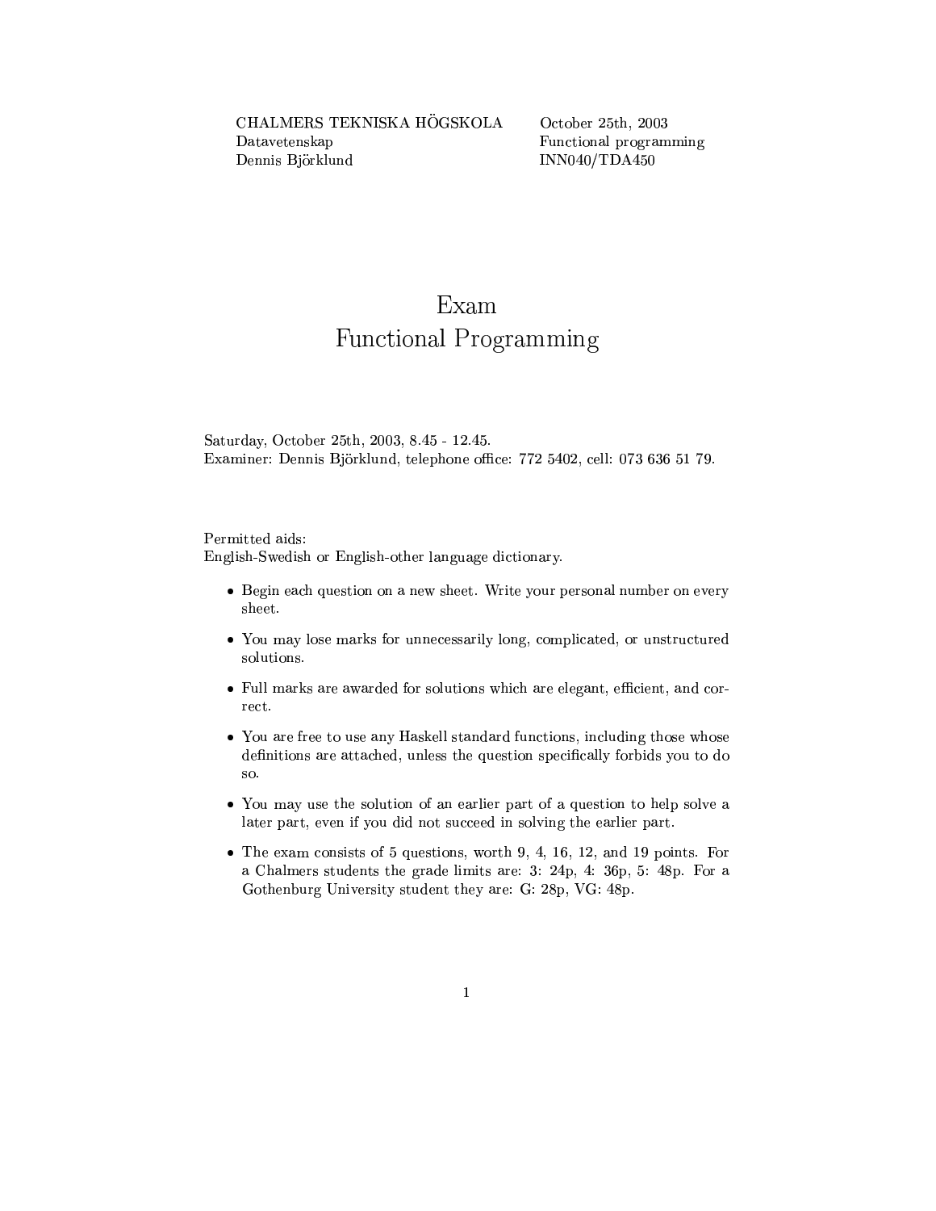CHALMERS TEKNISKA HÖGSKOLA
Datavetenskap
Dennis Björklund

October 25th, 2003
Functional programming
INN040/TDA450

# Exam
# Functional Programming

Saturday, October 25th, 2003, 8.45 - 12.45.
Examiner: Dennis Björklund, telephone office: 772 5402, cell: 073 636 51 79.

Permitted aids:
English-Swedish or English-other language dictionary.

- Begin each question on a new sheet. Write your personal number on every sheet.
- You may lose marks for unnecessarily long, complicated, or unstructured solutions.
- Full marks are awarded for solutions which are elegant, efficient, and correct.
- You are free to use any Haskell standard functions, including those whose definitions are attached, unless the question specifically forbids you to do so.
- You may use the solution of an earlier part of a question to help solve a later part, even if you did not succeed in solving the earlier part.
- The exam consists of 5 questions, worth 9, 4, 16, 12, and 19 points. For a Chalmers students the grade limits are: 3: 24p, 4: 36p, 5: 48p. For a Gothenburg University student they are: G: 28p, VG: 48p.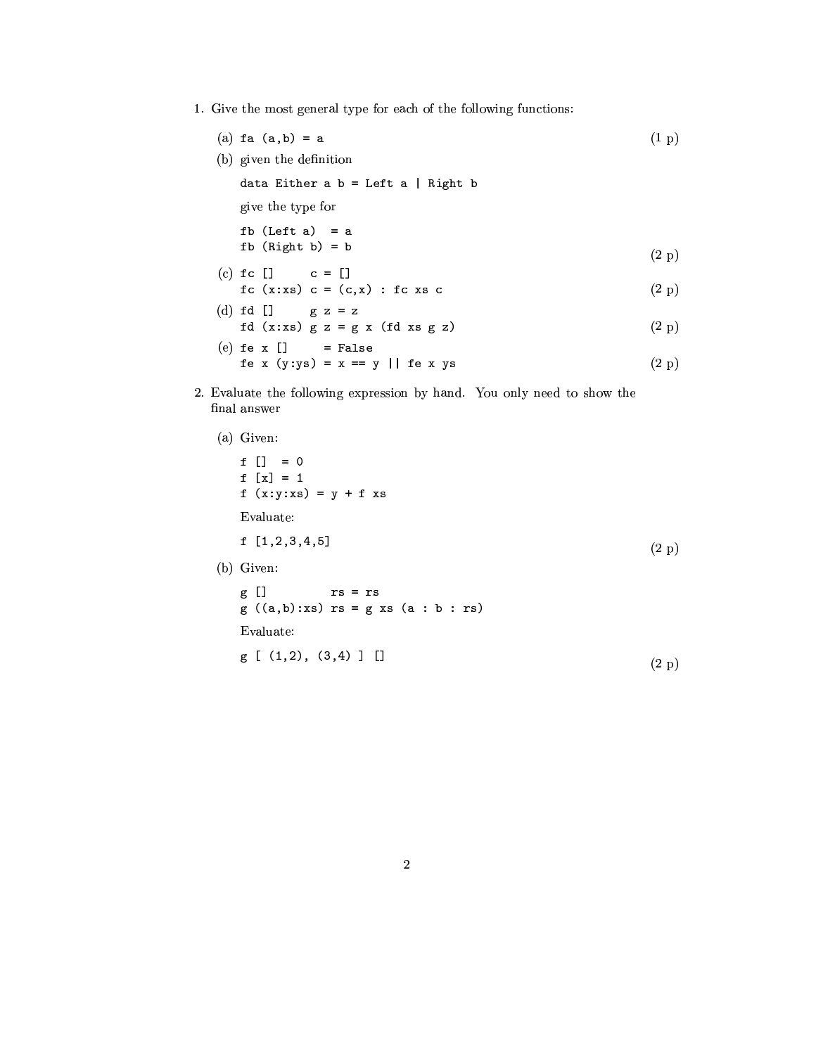1. Give the most general type for each of the following functions:

   (a) `fa (a,b) = a` (1 p)

   (b) given the definition

   ```
   data Either a b = Left a | Right b
   ```

   give the type for

   ```
   fb (Left a)  = a
   fb (Right b) = b
   ```

   (2 p)

   (c)
   ```
   fc []     c = []
   fc (x:xs) c = (c,x) : fc xs c
   ```
   (2 p)

   (d)
   ```
   fd []     g z = z
   fd (x:xs) g z = g x (fd xs g z)
   ```
   (2 p)

   (e)
   ```
   fe x []     = False
   fe x (y:ys) = x == y || fe x ys
   ```
   (2 p)

2. Evaluate the following expression by hand. You only need to show the final answer

   (a) Given:

   ```
   f []  = 0
   f [x] = 1
   f (x:y:xs) = y + f xs
   ```

   Evaluate:

   ```
   f [1,2,3,4,5]
   ```

   (2 p)

   (b) Given:

   ```
   g []         rs = rs
   g ((a,b):xs) rs = g xs (a : b : rs)
   ```

   Evaluate:

   ```
   g [ (1,2), (3,4) ] []
   ```

   (2 p)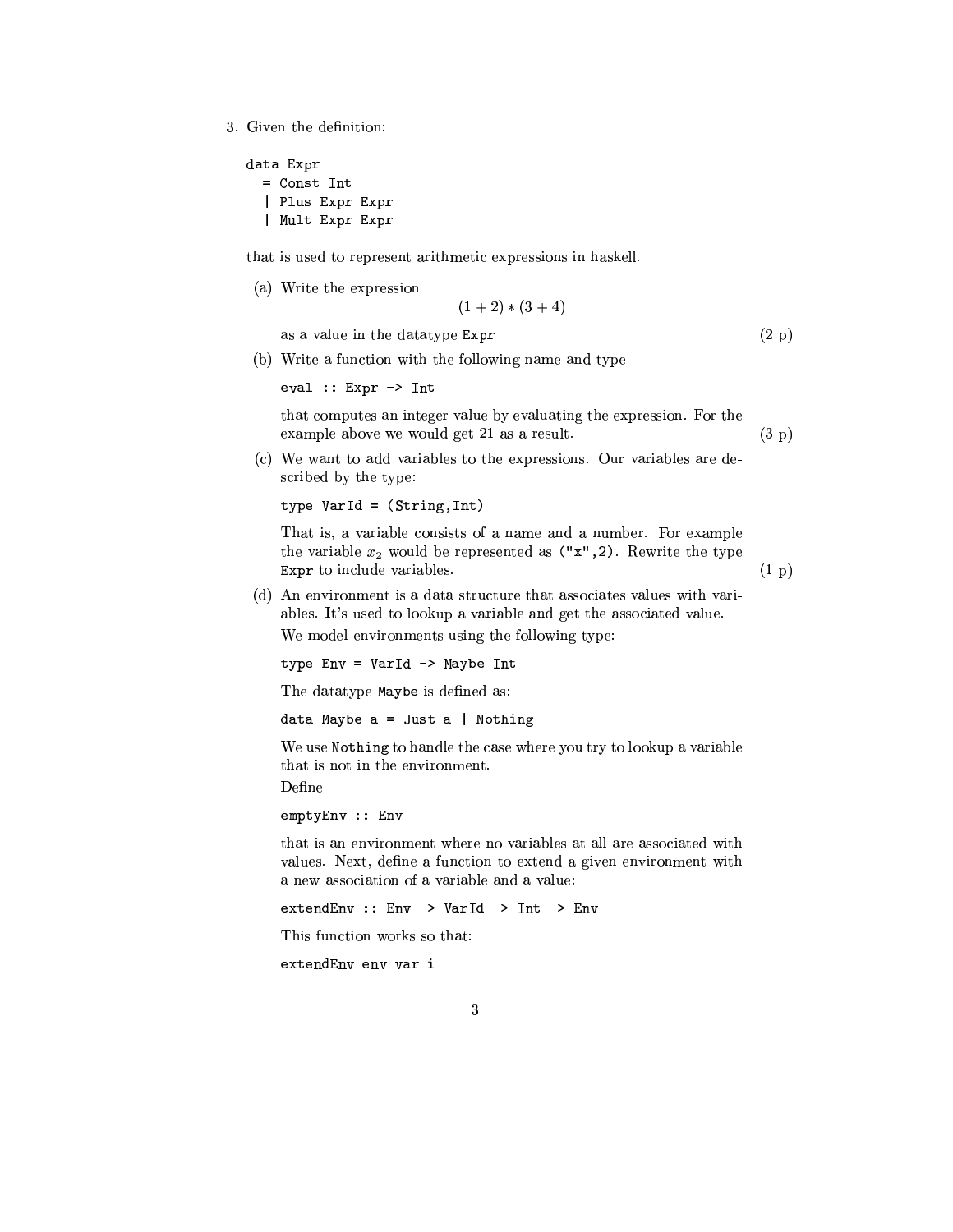3. Given the definition:

```
data Expr
  = Const Int
  | Plus Expr Expr
  | Mult Expr Expr
```

that is used to represent arithmetic expressions in haskell.

(a) Write the expression

$$(1 + 2) * (3 + 4)$$

as a value in the datatype `Expr` (2 p)

(b) Write a function with the following name and type

```
eval :: Expr -> Int
```

that computes an integer value by evaluating the expression. For the example above we would get 21 as a result. (3 p)

(c) We want to add variables to the expressions. Our variables are described by the type:

```
type VarId = (String,Int)
```

That is, a variable consists of a name and a number. For example the variable $x_2$ would be represented as `("x",2)`. Rewrite the type `Expr` to include variables. (1 p)

(d) An environment is a data structure that associates values with variables. It's used to lookup a variable and get the associated value.

We model environments using the following type:

```
type Env = VarId -> Maybe Int
```

The datatype `Maybe` is defined as:

```
data Maybe a = Just a | Nothing
```

We use `Nothing` to handle the case where you try to lookup a variable that is not in the environment.

Define

```
emptyEnv :: Env
```

that is an environment where no variables at all are associated with values. Next, define a function to extend a given environment with a new association of a variable and a value:

```
extendEnv :: Env -> VarId -> Int -> Env
```

This function works so that:

```
extendEnv env var i
```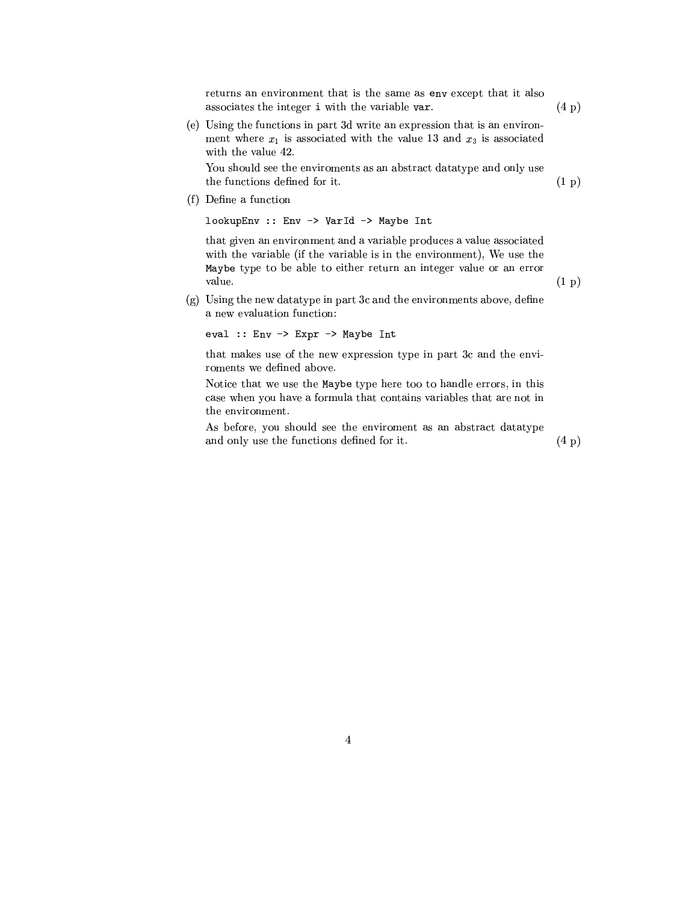returns an environment that is the same as `env` except that it also associates the integer `i` with the variable `var`. (4 p)

(e) Using the functions in part 3d write an expression that is an environment where $x_1$ is associated with the value 13 and $x_3$ is associated with the value 42.

You should see the enviroments as an abstract datatype and only use the functions defined for it. (1 p)

(f) Define a function

```
lookupEnv :: Env -> VarId -> Maybe Int
```

that given an environment and a variable produces a value associated with the variable (if the variable is in the environment), We use the `Maybe` type to be able to either return an integer value or an error value. (1 p)

(g) Using the new datatype in part 3c and the environments above, define a new evaluation function:

```
eval :: Env -> Expr -> Maybe Int
```

that makes use of the new expression type in part 3c and the enviroments we defined above.

Notice that we use the `Maybe` type here too to handle errors, in this case when you have a formula that contains variables that are not in the environment.

As before, you should see the enviroment as an abstract datatype and only use the functions defined for it. (4 p)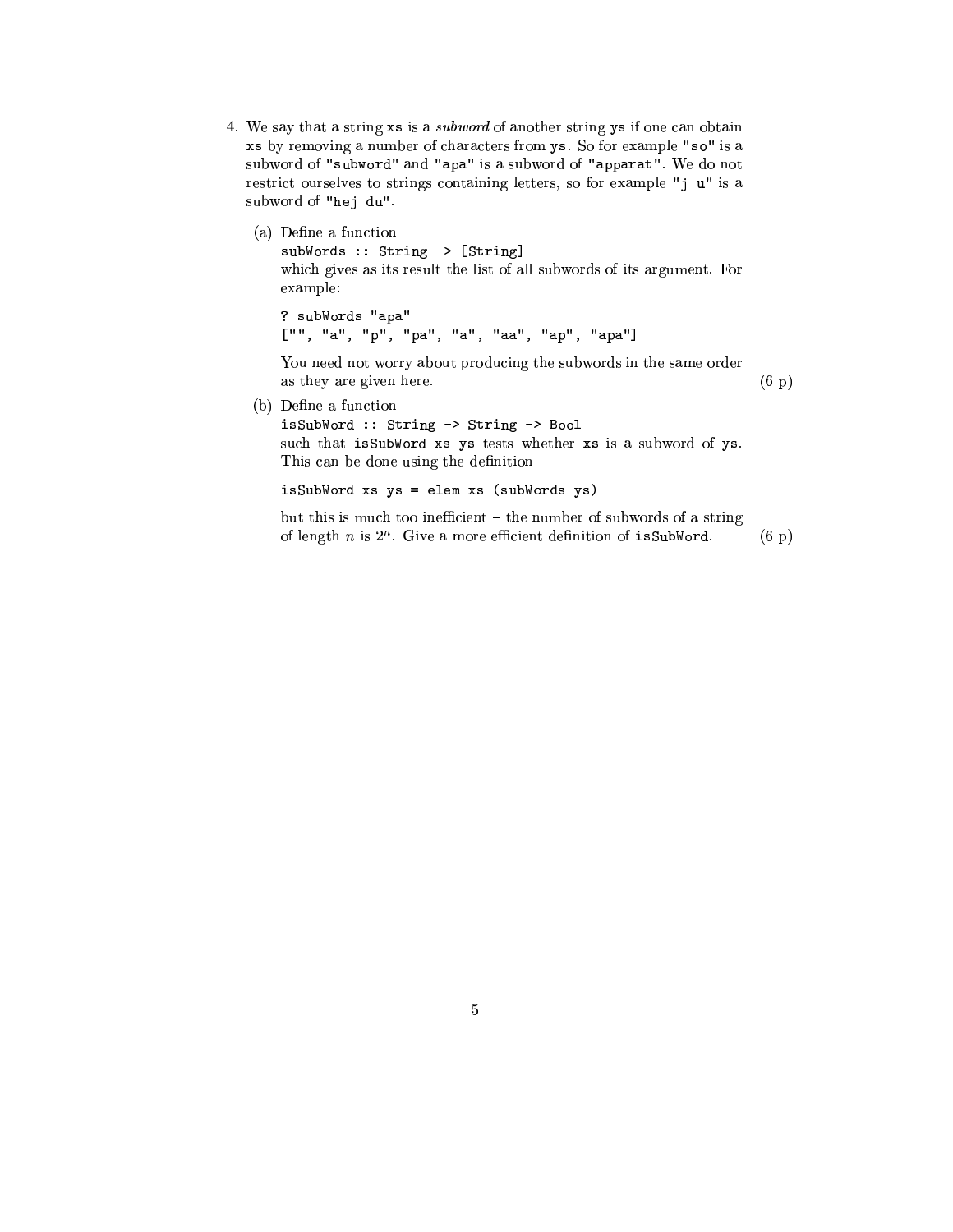4. We say that a string `xs` is a *subword* of another string `ys` if one can obtain `xs` by removing a number of characters from `ys`. So for example `"so"` is a subword of `"subword"` and `"apa"` is a subword of `"apparat"`. We do not restrict ourselves to strings containing letters, so for example `"j u"` is a subword of `"hej du"`.

   (a) Define a function
   `subWords :: String -> [String]`
   which gives as its result the list of all subwords of its argument. For example:

   ```
   ? subWords "apa"
   ["", "a", "p", "pa", "a", "aa", "ap", "apa"]
   ```

   You need not worry about producing the subwords in the same order as they are given here. (6 p)

   (b) Define a function
   `isSubWord :: String -> String -> Bool`
   such that `isSubWord xs ys` tests whether `xs` is a subword of `ys`. This can be done using the definition

   ```
   isSubWord xs ys = elem xs (subWords ys)
   ```

   but this is much too inefficient – the number of subwords of a string of length $n$ is $2^n$. Give a more efficient definition of `isSubWord`. (6 p)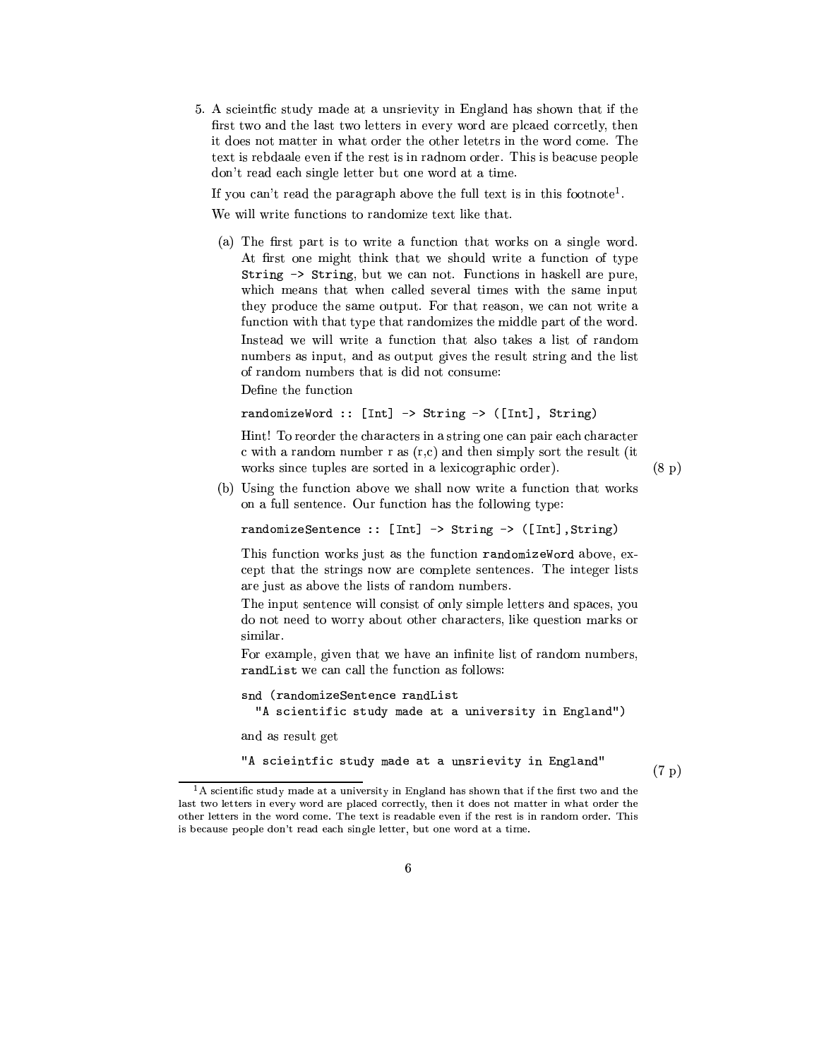5. A scieintfic study made at a unsrievity in England has shown that if the first two and the last two letters in every word are plcaed corrcetly, then it does not matter in what order the other letetrs in the word come. The text is rebdaale even if the rest is in radnom order. This is beacuse people don't read each single letter but one word at a time.

   If you can't read the paragraph above the full text is in this footnote[1].

   We will write functions to randomize text like that.

   (a) The first part is to write a function that works on a single word. At first one might think that we should write a function of type `String -> String`, but we can not. Functions in haskell are pure, which means that when called several times with the same input they produce the same output. For that reason, we can not write a function with that type that randomizes the middle part of the word. Instead we will write a function that also takes a list of random numbers as input, and as output gives the result string and the list of random numbers that is did not consume:

   Define the function

   ```
   randomizeWord :: [Int] -> String -> ([Int], String)
   ```

   Hint! To reorder the characters in a string one can pair each character c with a random number r as (r,c) and then simply sort the result (it works since tuples are sorted in a lexicographic order). (8 p)

   (b) Using the function above we shall now write a function that works on a full sentence. Our function has the following type:

   ```
   randomizeSentence :: [Int] -> String -> ([Int],String)
   ```

   This function works just as the function `randomizeWord` above, except that the strings now are complete sentences. The integer lists are just as above the lists of random numbers.

   The input sentence will consist of only simple letters and spaces, you do not need to worry about other characters, like question marks or similar.

   For example, given that we have an infinite list of random numbers, `randList` we can call the function as follows:

   ```
   snd (randomizeSentence randList
     "A scientific study made at a university in England")
   ```

   and as result get

   ```
   "A scieintfic study made at a unsrievity in England"
   ```

   (7 p)

---

[1] A scientific study made at a university in England has shown that if the first two and the last two letters in every word are placed correctly, then it does not matter in what order the other letters in the word come. The text is readable even if the rest is in random order. This is because people don't read each single letter, but one word at a time.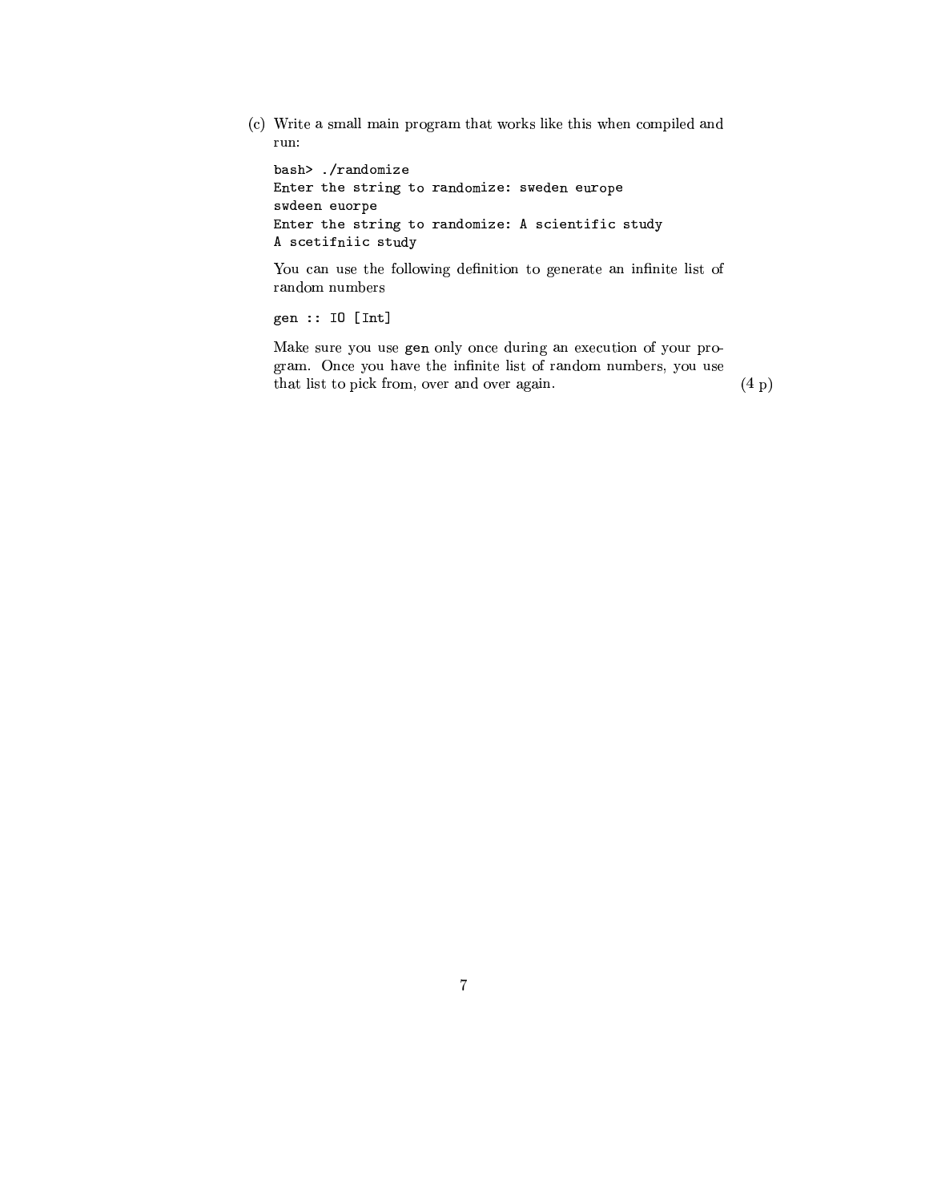(c) Write a small main program that works like this when compiled and run:

```
bash> ./randomize
Enter the string to randomize: sweden europe
swdeen euorpe
Enter the string to randomize: A scientific study
A scetifniic study
```

You can use the following definition to generate an infinite list of random numbers

```
gen :: IO [Int]
```

Make sure you use `gen` only once during an execution of your program. Once you have the infinite list of random numbers, you use that list to pick from, over and over again. (4 p)